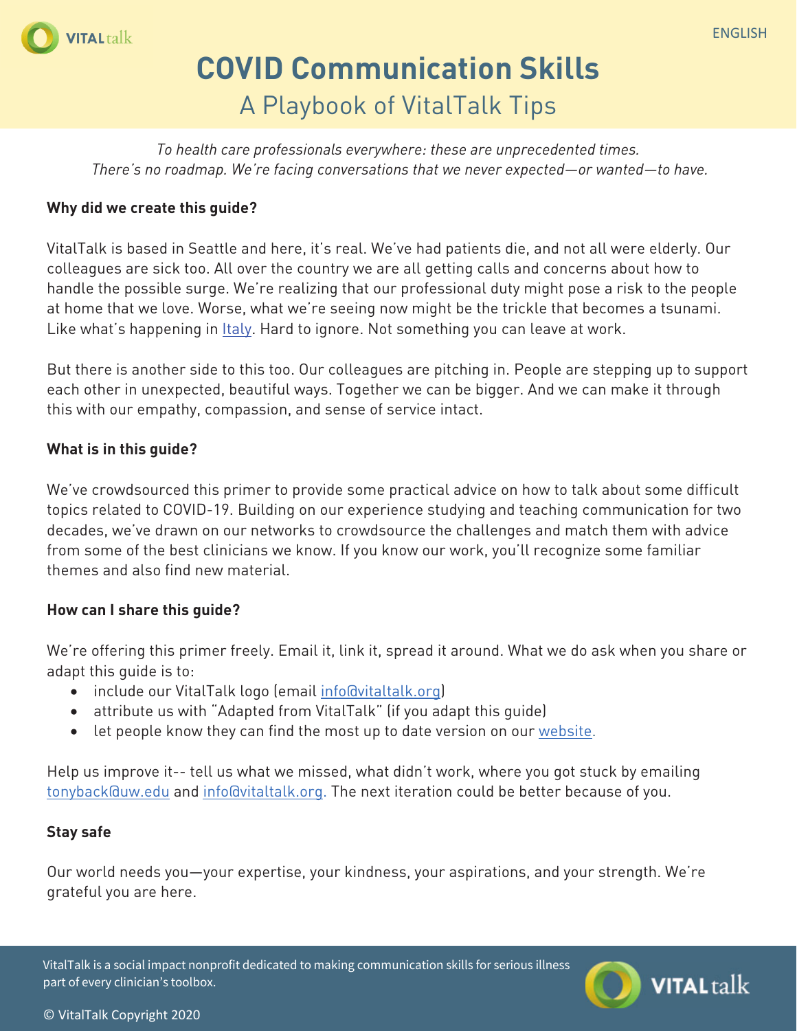ENGLISH

# COVID Communication Skills

## A Playbook of VitalTalk Tips

*To health care professionals everywhere: these are unprecedented times.*
*There's no roadmap. We're facing conversations that we never expected—or wanted—to have.*

**Why did we create this guide?**

VitalTalk is based in Seattle and here, it's real. We've had patients die, and not all were elderly. Our colleagues are sick too. All over the country we are all getting calls and concerns about how to handle the possible surge. We're realizing that our professional duty might pose a risk to the people at home that we love. Worse, what we're seeing now might be the trickle that becomes a tsunami. Like what's happening in Italy. Hard to ignore. Not something you can leave at work.

But there is another side to this too. Our colleagues are pitching in. People are stepping up to support each other in unexpected, beautiful ways. Together we can be bigger. And we can make it through this with our empathy, compassion, and sense of service intact.

**What is in this guide?**

We've crowdsourced this primer to provide some practical advice on how to talk about some difficult topics related to COVID-19. Building on our experience studying and teaching communication for two decades, we've drawn on our networks to crowdsource the challenges and match them with advice from some of the best clinicians we know. If you know our work, you'll recognize some familiar themes and also find new material.

**How can I share this guide?**

We're offering this primer freely. Email it, link it, spread it around. What we do ask when you share or adapt this guide is to:

- include our VitalTalk logo (email info@vitaltalk.org)
- attribute us with "Adapted from VitalTalk" (if you adapt this guide)
- let people know they can find the most up to date version on our website.

Help us improve it-- tell us what we missed, what didn't work, where you got stuck by emailing tonyback@uw.edu and info@vitaltalk.org. The next iteration could be better because of you.

**Stay safe**

Our world needs you—your expertise, your kindness, your aspirations, and your strength. We're grateful you are here.

VitalTalk is a social impact nonprofit dedicated to making communication skills for serious illness part of every clinician's toolbox.

© VitalTalk Copyright 2020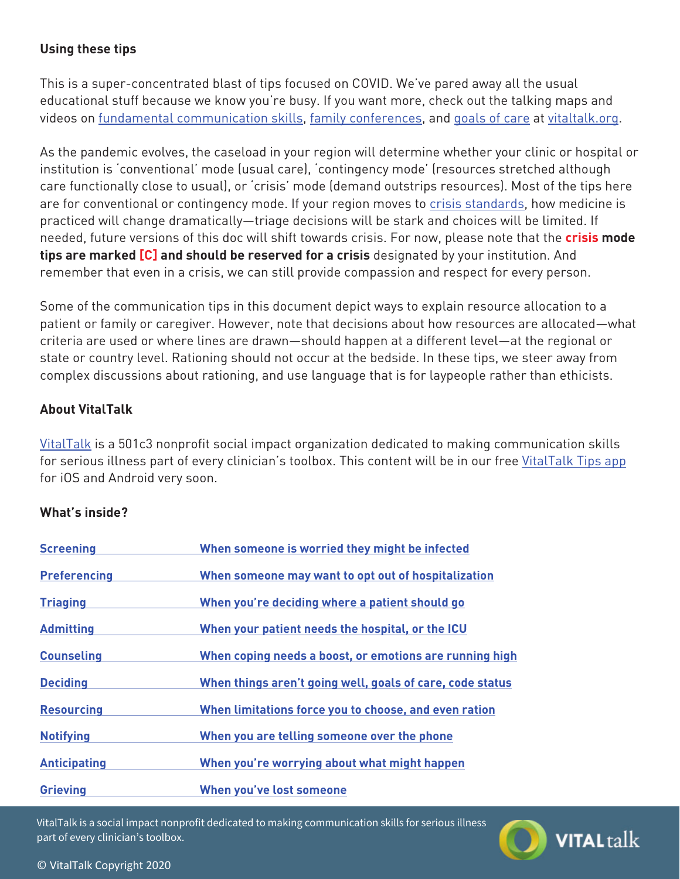### Using these tips

This is a super-concentrated blast of tips focused on COVID. We've pared away all the usual educational stuff because we know you're busy. If you want more, check out the talking maps and videos on fundamental communication skills, family conferences, and goals of care at vitaltalk.org.

As the pandemic evolves, the caseload in your region will determine whether your clinic or hospital or institution is 'conventional' mode (usual care), 'contingency mode' (resources stretched although care functionally close to usual), or 'crisis' mode (demand outstrips resources). Most of the tips here are for conventional or contingency mode. If your region moves to crisis standards, how medicine is practiced will change dramatically—triage decisions will be stark and choices will be limited. If needed, future versions of this doc will shift towards crisis. For now, please note that the **crisis mode tips are marked [C] and should be reserved for a crisis** designated by your institution. And remember that even in a crisis, we can still provide compassion and respect for every person.

Some of the communication tips in this document depict ways to explain resource allocation to a patient or family or caregiver. However, note that decisions about how resources are allocated—what criteria are used or where lines are drawn—should happen at a different level—at the regional or state or country level. Rationing should not occur at the bedside. In these tips, we steer away from complex discussions about rationing, and use language that is for laypeople rather than ethicists.

### About VitalTalk

VitalTalk is a 501c3 nonprofit social impact organization dedicated to making communication skills for serious illness part of every clinician's toolbox. This content will be in our free VitalTalk Tips app for iOS and Android very soon.

### What's inside?

| | |
|---|---|
| **Screening** | **When someone is worried they might be infected** |
| **Preferencing** | **When someone may want to opt out of hospitalization** |
| **Triaging** | **When you're deciding where a patient should go** |
| **Admitting** | **When your patient needs the hospital, or the ICU** |
| **Counseling** | **When coping needs a boost, or emotions are running high** |
| **Deciding** | **When things aren't going well, goals of care, code status** |
| **Resourcing** | **When limitations force you to choose, and even ration** |
| **Notifying** | **When you are telling someone over the phone** |
| **Anticipating** | **When you're worrying about what might happen** |
| **Grieving** | **When you've lost someone** |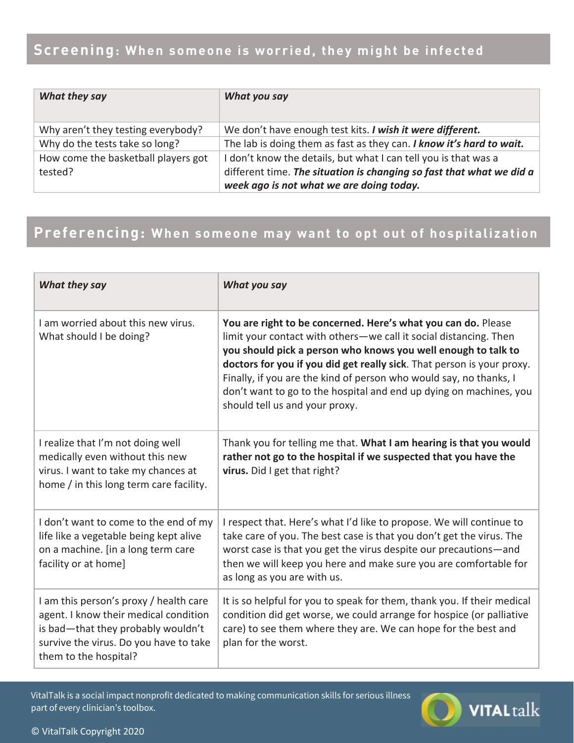## **Screening**: When someone is worried, they might be infected

| *What they say* | *What you say* |
|---|---|
| Why aren't they testing everybody? | We don't have enough test kits. ***I wish it were different.*** |
| Why do the tests take so long? | The lab is doing them as fast as they can. ***I know it's hard to wait.*** |
| How come the basketball players got tested? | I don't know the details, but what I can tell you is that was a different time. ***The situation is changing so fast that what we did a week ago is not what we are doing today.*** |

## **Preferencing**: When someone may want to opt out of hospitalization

| *What they say* | *What you say* |
|---|---|
| I am worried about this new virus. What should I be doing? | **You are right to be concerned. Here's what you can do.** Please limit your contact with others—we call it social distancing. Then **you should pick a person who knows you well enough to talk to doctors for you if you did get really sick**. That person is your proxy. Finally, if you are the kind of person who would say, no thanks, I don't want to go to the hospital and end up dying on machines, you should tell us and your proxy. |
| I realize that I'm not doing well medically even without this new virus. I want to take my chances at home / in this long term care facility. | Thank you for telling me that. **What I am hearing is that you would rather not go to the hospital if we suspected that you have the virus.** Did I get that right? |
| I don't want to come to the end of my life like a vegetable being kept alive on a machine. [in a long term care facility or at home] | I respect that. Here's what I'd like to propose. We will continue to take care of you. The best case is that you don't get the virus. The worst case is that you get the virus despite our precautions—and then we will keep you here and make sure you are comfortable for as long as you are with us. |
| I am this person's proxy / health care agent. I know their medical condition is bad—that they probably wouldn't survive the virus. Do you have to take them to the hospital? | It is so helpful for you to speak for them, thank you. If their medical condition did get worse, we could arrange for hospice (or palliative care) to see them where they are. We can hope for the best and plan for the worst. |

VitalTalk is a social impact nonprofit dedicated to making communication skills for serious illness part of every clinician's toolbox.

© VitalTalk Copyright 2020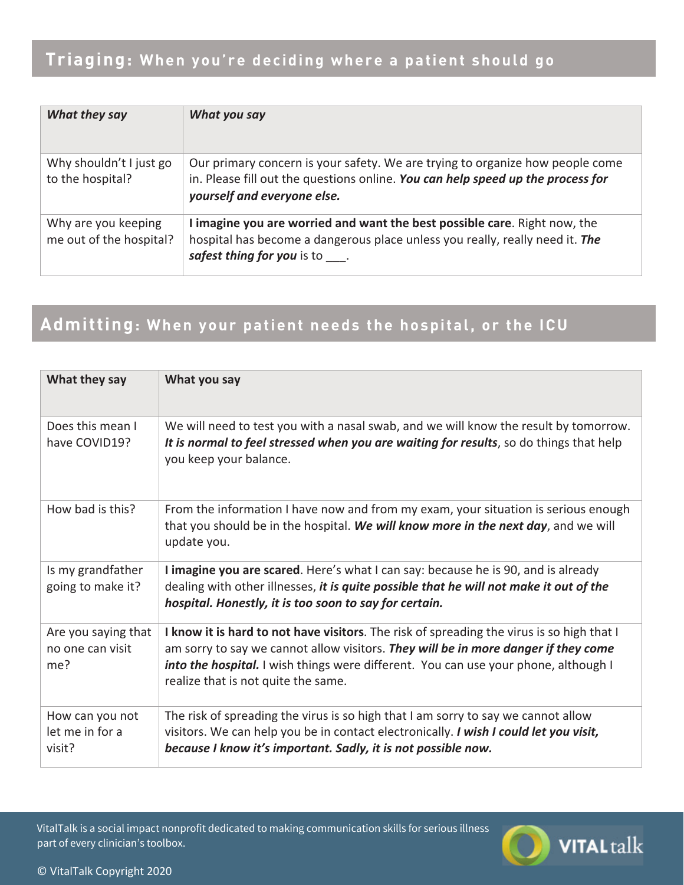## **Triaging:** When you're deciding where a patient should go

| ***What they say*** | ***What you say*** |
|---|---|
| Why shouldn't I just go to the hospital? | Our primary concern is your safety. We are trying to organize how people come in. Please fill out the questions online. ***You can help speed up the process for yourself and everyone else.*** |
| Why are you keeping me out of the hospital? | **I imagine you are worried and want the best possible care**. Right now, the hospital has become a dangerous place unless you really, really need it. ***The safest thing for you*** is to ___. |

## **Admitting:** When your patient needs the hospital, or the ICU

| **What they say** | **What you say** |
|---|---|
| Does this mean I have COVID19? | We will need to test you with a nasal swab, and we will know the result by tomorrow. ***It is normal to feel stressed when you are waiting for results***, so do things that help you keep your balance. |
| How bad is this? | From the information I have now and from my exam, your situation is serious enough that you should be in the hospital. ***We will know more in the next day***, and we will update you. |
| Is my grandfather going to make it? | **I imagine you are scared**. Here's what I can say: because he is 90, and is already dealing with other illnesses, ***it is quite possible that he will not make it out of the hospital. Honestly, it is too soon to say for certain.*** |
| Are you saying that no one can visit me? | **I know it is hard to not have visitors**. The risk of spreading the virus is so high that I am sorry to say we cannot allow visitors. ***They will be in more danger if they come into the hospital.*** I wish things were different. You can use your phone, although I realize that is not quite the same. |
| How can you not let me in for a visit? | The risk of spreading the virus is so high that I am sorry to say we cannot allow visitors. We can help you be in contact electronically. ***I wish I could let you visit, because I know it's important. Sadly, it is not possible now.*** |

VitalTalk is a social impact nonprofit dedicated to making communication skills for serious illness part of every clinician's toolbox.

© VitalTalk Copyright 2020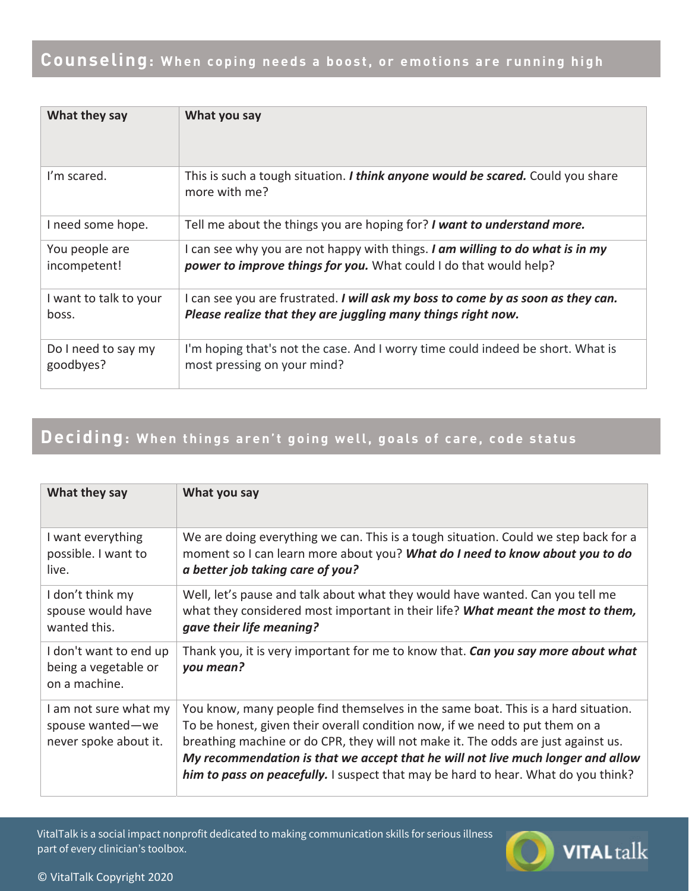## **Counseling**: When coping needs a boost, or emotions are running high

| What they say | What you say |
|---|---|
| I'm scared. | This is such a tough situation. ***I think anyone would be scared.*** Could you share more with me? |
| I need some hope. | Tell me about the things you are hoping for? ***I want to understand more.*** |
| You people are incompetent! | I can see why you are not happy with things. ***I am willing to do what is in my power to improve things for you.*** What could I do that would help? |
| I want to talk to your boss. | I can see you are frustrated. ***I will ask my boss to come by as soon as they can. Please realize that they are juggling many things right now.*** |
| Do I need to say my goodbyes? | I'm hoping that's not the case. And I worry time could indeed be short. What is most pressing on your mind? |

## **Deciding**: When things aren't going well, goals of care, code status

| What they say | What you say |
|---|---|
| I want everything possible. I want to live. | We are doing everything we can. This is a tough situation. Could we step back for a moment so I can learn more about you? ***What do I need to know about you to do a better job taking care of you?*** |
| I don't think my spouse would have wanted this. | Well, let's pause and talk about what they would have wanted. Can you tell me what they considered most important in their life? ***What meant the most to them, gave their life meaning?*** |
| I don't want to end up being a vegetable or on a machine. | Thank you, it is very important for me to know that. ***Can you say more about what you mean?*** |
| I am not sure what my spouse wanted—we never spoke about it. | You know, many people find themselves in the same boat. This is a hard situation. To be honest, given their overall condition now, if we need to put them on a breathing machine or do CPR, they will not make it. The odds are just against us. ***My recommendation is that we accept that he will not live much longer and allow him to pass on peacefully.*** I suspect that may be hard to hear. What do you think? |

VitalTalk is a social impact nonprofit dedicated to making communication skills for serious illness part of every clinician's toolbox.

© VitalTalk Copyright 2020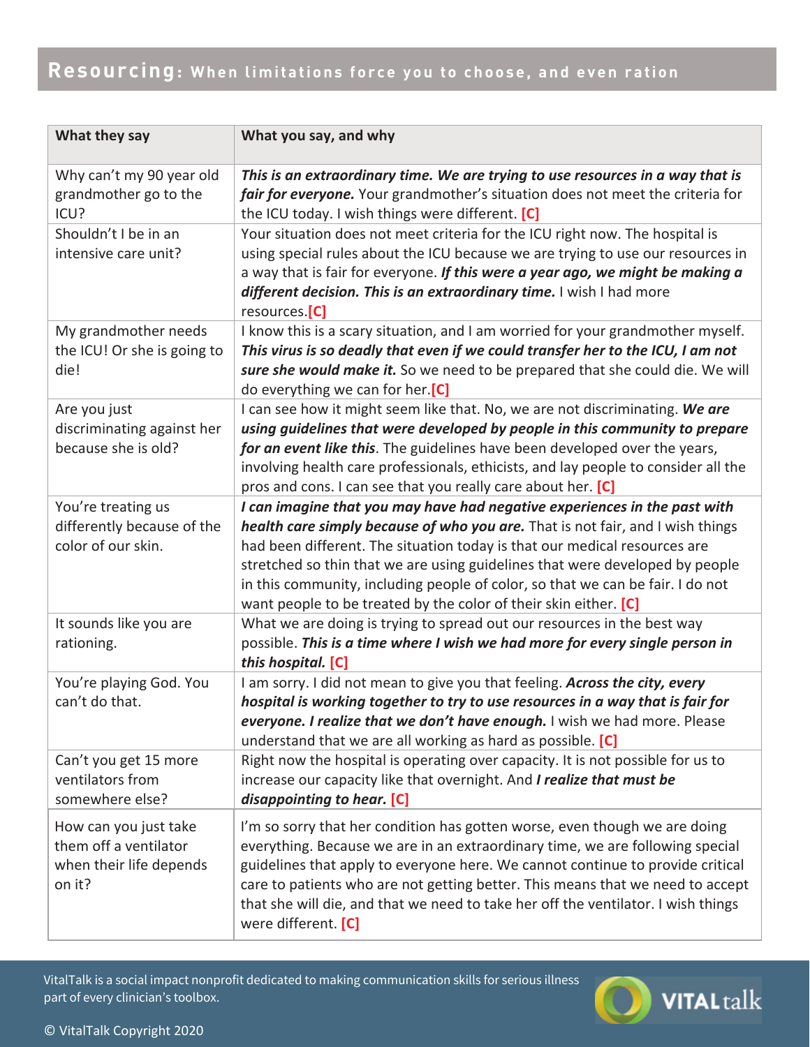## Resourcing: When limitations force you to choose, and even ration

| What they say | What you say, and why |
|---|---|
| Why can't my 90 year old grandmother go to the ICU? | ***This is an extraordinary time. We are trying to use resources in a way that is fair for everyone.*** Your grandmother's situation does not meet the criteria for the ICU today. I wish things were different. **[C]** |
| Shouldn't I be in an intensive care unit? | Your situation does not meet criteria for the ICU right now. The hospital is using special rules about the ICU because we are trying to use our resources in a way that is fair for everyone. ***If this were a year ago, we might be making a different decision. This is an extraordinary time.*** I wish I had more resources.**[C]** |
| My grandmother needs the ICU! Or she is going to die! | I know this is a scary situation, and I am worried for your grandmother myself. ***This virus is so deadly that even if we could transfer her to the ICU, I am not sure she would make it.*** So we need to be prepared that she could die. We will do everything we can for her.**[C]** |
| Are you just discriminating against her because she is old? | I can see how it might seem like that. No, we are not discriminating. ***We are using guidelines that were developed by people in this community to prepare for an event like this***. The guidelines have been developed over the years, involving health care professionals, ethicists, and lay people to consider all the pros and cons. I can see that you really care about her. **[C]** |
| You're treating us differently because of the color of our skin. | ***I can imagine that you may have had negative experiences in the past with health care simply because of who you are.*** That is not fair, and I wish things had been different. The situation today is that our medical resources are stretched so thin that we are using guidelines that were developed by people in this community, including people of color, so that we can be fair. I do not want people to be treated by the color of their skin either. **[C]** |
| It sounds like you are rationing. | What we are doing is trying to spread out our resources in the best way possible. ***This is a time where I wish we had more for every single person in this hospital.*** **[C]** |
| You're playing God. You can't do that. | I am sorry. I did not mean to give you that feeling. ***Across the city, every hospital is working together to try to use resources in a way that is fair for everyone. I realize that we don't have enough.*** I wish we had more. Please understand that we are all working as hard as possible. **[C]** |
| Can't you get 15 more ventilators from somewhere else? | Right now the hospital is operating over capacity. It is not possible for us to increase our capacity like that overnight. And ***I realize that must be disappointing to hear.*** **[C]** |
| How can you just take them off a ventilator when their life depends on it? | I'm so sorry that her condition has gotten worse, even though we are doing everything. Because we are in an extraordinary time, we are following special guidelines that apply to everyone here. We cannot continue to provide critical care to patients who are not getting better. This means that we need to accept that she will die, and that we need to take her off the ventilator. I wish things were different. **[C]** |

VitalTalk is a social impact nonprofit dedicated to making communication skills for serious illness part of every clinician's toolbox.

© VitalTalk Copyright 2020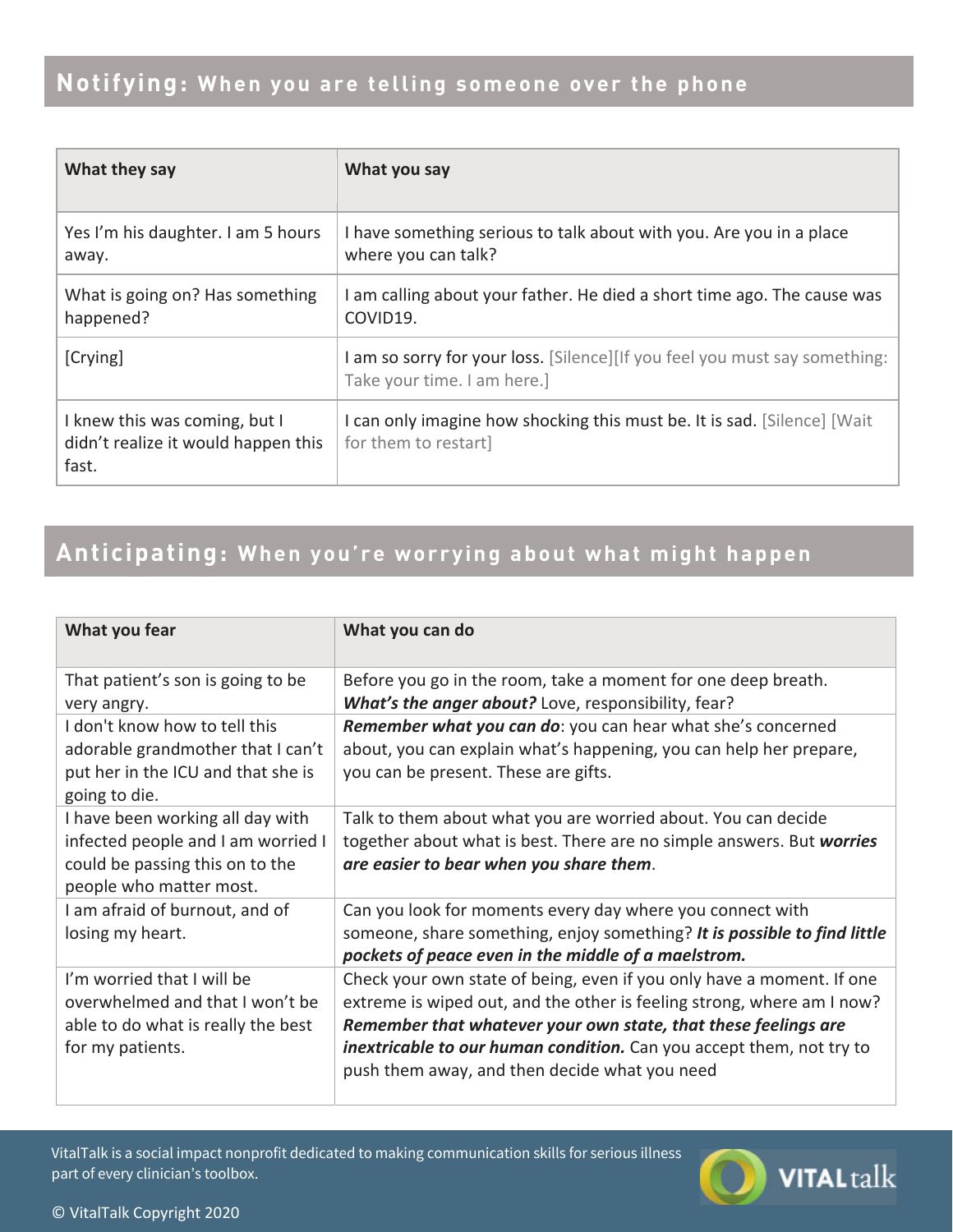## Notifying: When you are telling someone over the phone

| What they say | What you say |
|---|---|
| Yes I'm his daughter. I am 5 hours away. | I have something serious to talk about with you. Are you in a place where you can talk? |
| What is going on? Has something happened? | I am calling about your father. He died a short time ago. The cause was COVID19. |
| [Crying] | I am so sorry for your loss. [Silence][If you feel you must say something: Take your time. I am here.] |
| I knew this was coming, but I didn't realize it would happen this fast. | I can only imagine how shocking this must be. It is sad. [Silence] [Wait for them to restart] |

## Anticipating: When you're worrying about what might happen

| What you fear | What you can do |
|---|---|
| That patient's son is going to be very angry. | Before you go in the room, take a moment for one deep breath. ***What's the anger about?*** Love, responsibility, fear? |
| I don't know how to tell this adorable grandmother that I can't put her in the ICU and that she is going to die. | ***Remember what you can do***: you can hear what she's concerned about, you can explain what's happening, you can help her prepare, you can be present. These are gifts. |
| I have been working all day with infected people and I am worried I could be passing this on to the people who matter most. | Talk to them about what you are worried about. You can decide together about what is best. There are no simple answers. But ***worries are easier to bear when you share them***. |
| I am afraid of burnout, and of losing my heart. | Can you look for moments every day where you connect with someone, share something, enjoy something? ***It is possible to find little pockets of peace even in the middle of a maelstrom.*** |
| I'm worried that I will be overwhelmed and that I won't be able to do what is really the best for my patients. | Check your own state of being, even if you only have a moment. If one extreme is wiped out, and the other is feeling strong, where am I now? ***Remember that whatever your own state, that these feelings are inextricable to our human condition.*** Can you accept them, not try to push them away, and then decide what you need |

VitalTalk is a social impact nonprofit dedicated to making communication skills for serious illness part of every clinician's toolbox.

© VitalTalk Copyright 2020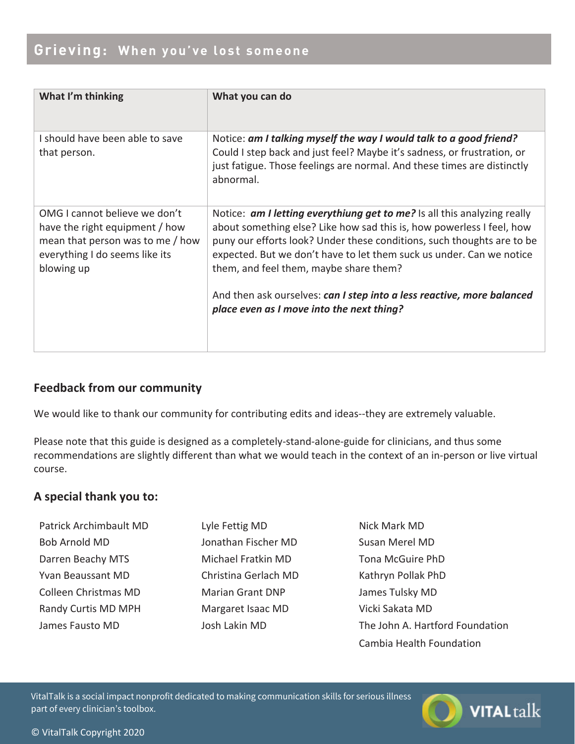## Grieving: When you've lost someone

| What I'm thinking | What you can do |
|---|---|
| I should have been able to save that person. | Notice: ***am I talking myself the way I would talk to a good friend?*** Could I step back and just feel? Maybe it's sadness, or frustration, or just fatigue. Those feelings are normal. And these times are distinctly abnormal. |
| OMG I cannot believe we don't have the right equipment / how mean that person was to me / how everything I do seems like its blowing up | Notice: ***am I letting everythiung get to me?*** Is all this analyzing really about something else? Like how sad this is, how powerless I feel, how puny our efforts look? Under these conditions, such thoughts are to be expected. But we don't have to let them suck us under. Can we notice them, and feel them, maybe share them?<br><br>And then ask ourselves: ***can I step into a less reactive, more balanced place even as I move into the next thing?*** |

### Feedback from our community

We would like to thank our community for contributing edits and ideas--they are extremely valuable.

Please note that this guide is designed as a completely-stand-alone-guide for clinicians, and thus some recommendations are slightly different than what we would teach in the context of an in-person or live virtual course.

### A special thank you to:

Patrick Archimbault MD
Bob Arnold MD
Darren Beachy MTS
Yvan Beaussant MD
Colleen Christmas MD
Randy Curtis MD MPH
James Fausto MD
Lyle Fettig MD
Jonathan Fischer MD
Michael Fratkin MD
Christina Gerlach MD
Marian Grant DNP
Margaret Isaac MD
Josh Lakin MD
Nick Mark MD
Susan Merel MD
Tona McGuire PhD
Kathryn Pollak PhD
James Tulsky MD
Vicki Sakata MD
The John A. Hartford Foundation
Cambia Health Foundation

VitalTalk is a social impact nonprofit dedicated to making communication skills for serious illness part of every clinician's toolbox.

© VitalTalk Copyright 2020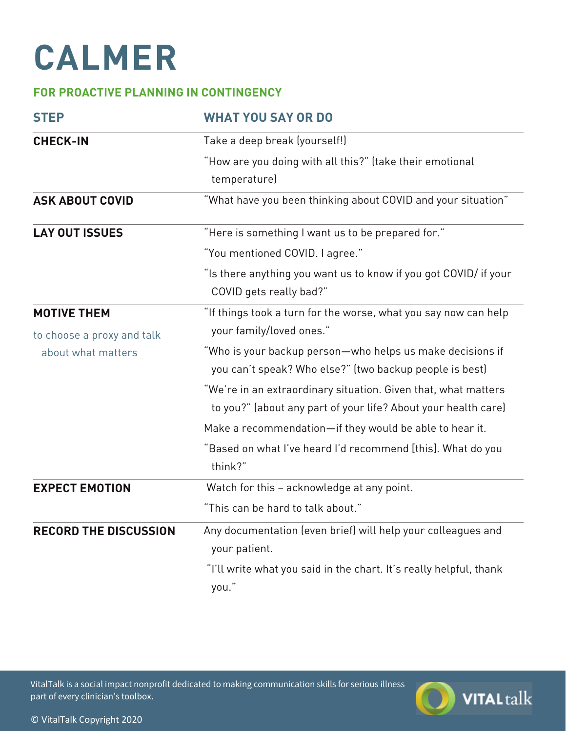# CALMER

## FOR PROACTIVE PLANNING IN CONTINGENCY

| STEP | WHAT YOU SAY OR DO |
|---|---|
| **CHECK-IN** | Take a deep break (yourself!)<br>"How are you doing with all this?" (take their emotional temperature) |
| **ASK ABOUT COVID** | "What have you been thinking about COVID and your situation" |
| **LAY OUT ISSUES** | "Here is something I want us to be prepared for."<br>"You mentioned COVID. I agree."<br>"Is there anything you want us to know if you got COVID/ if your COVID gets really bad?" |
| **MOTIVE THEM** to choose a proxy and talk about what matters | "If things took a turn for the worse, what you say now can help your family/loved ones."<br>"Who is your backup person—who helps us make decisions if you can't speak? Who else?" (two backup people is best)<br>"We're in an extraordinary situation. Given that, what matters to you?" (about any part of your life? About your health care)<br>Make a recommendation—if they would be able to hear it.<br>"Based on what I've heard I'd recommend [this]. What do you think?" |
| **EXPECT EMOTION** | Watch for this – acknowledge at any point.<br>"This can be hard to talk about." |
| **RECORD THE DISCUSSION** | Any documentation (even brief) will help your colleagues and your patient.<br>"I'll write what you said in the chart. It's really helpful, thank you." |

VitalTalk is a social impact nonprofit dedicated to making communication skills for serious illness part of every clinician's toolbox.

© VitalTalk Copyright 2020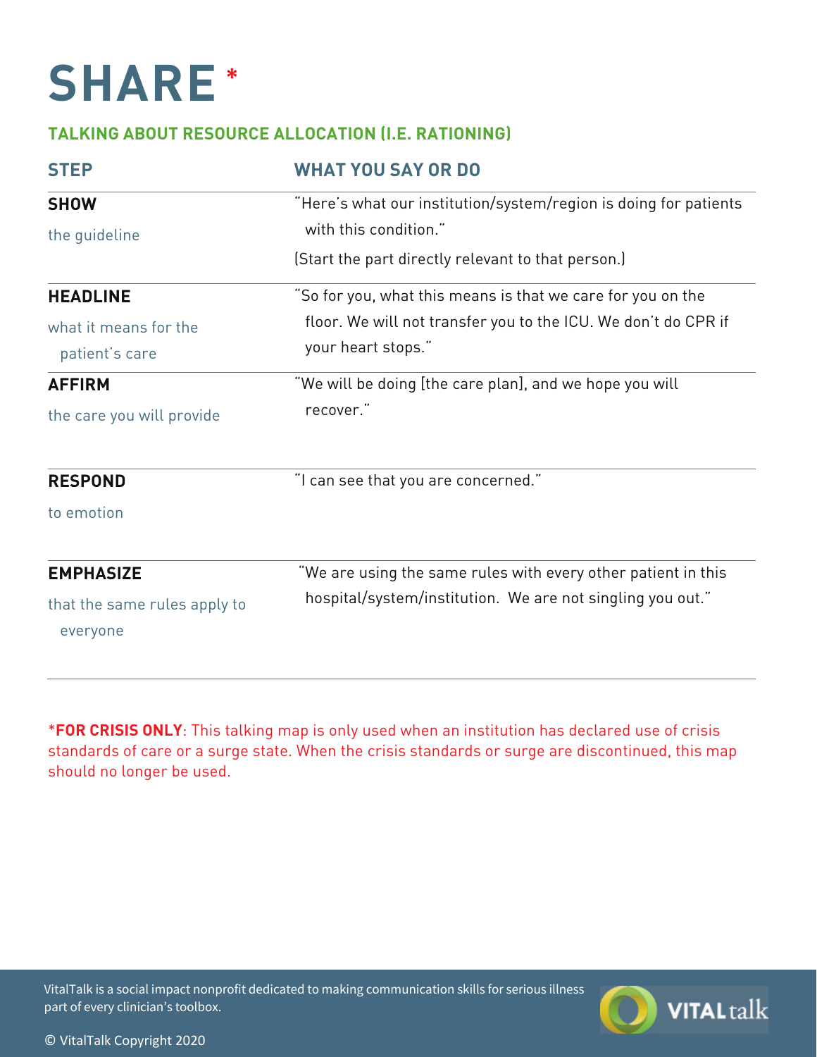# SHARE*

## TALKING ABOUT RESOURCE ALLOCATION (I.E. RATIONING)

| STEP | WHAT YOU SAY OR DO |
| --- | --- |
| **SHOW** the guideline | "Here's what our institution/system/region is doing for patients with this condition." (Start the part directly relevant to that person.) |
| **HEADLINE** what it means for the patient's care | "So for you, what this means is that we care for you on the floor. We will not transfer you to the ICU. We don't do CPR if your heart stops." |
| **AFFIRM** the care you will provide | "We will be doing [the care plan], and we hope you will recover." |
| **RESPOND** to emotion | "I can see that you are concerned." |
| **EMPHASIZE** that the same rules apply to everyone | "We are using the same rules with every other patient in this hospital/system/institution. We are not singling you out." |

*__FOR CRISIS ONLY__: This talking map is only used when an institution has declared use of crisis standards of care or a surge state. When the crisis standards or surge are discontinued, this map should no longer be used.

VitalTalk is a social impact nonprofit dedicated to making communication skills for serious illness part of every clinician's toolbox.

© VitalTalk Copyright 2020

VITALtalk